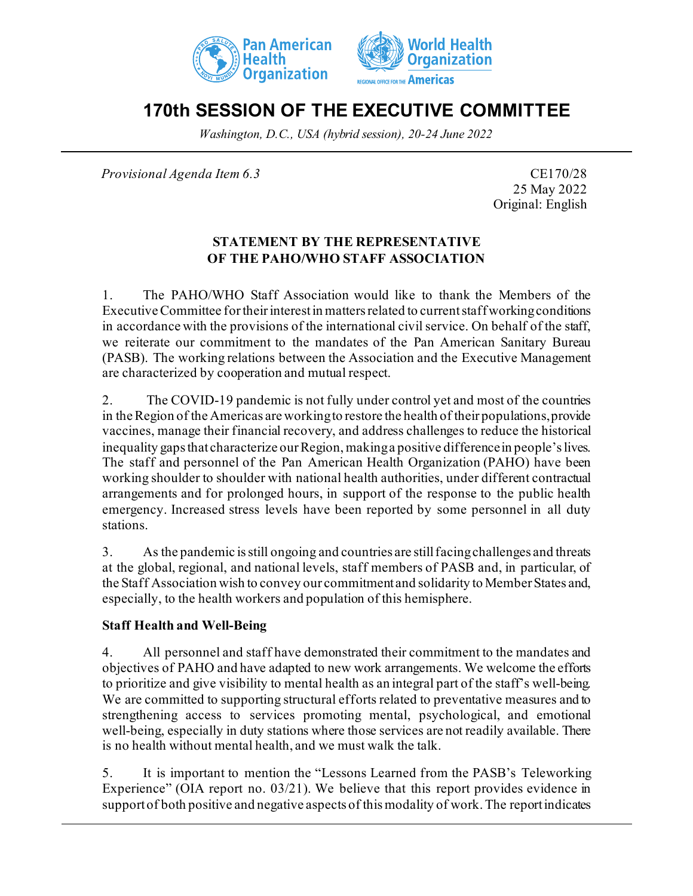# 170th SESSION OF THE EXECUTIVE COMMITTEE

*Washington, D.C., USA (hybrid session), 20-24 June 2022*

*Provisional Agenda Item 6.3*

CE170/28
25 May 2022
Original: English

## STATEMENT BY THE REPRESENTATIVE OF THE PAHO/WHO STAFF ASSOCIATION

1. The PAHO/WHO Staff Association would like to thank the Members of the Executive Committee for their interest in matters related to current staff working conditions in accordance with the provisions of the international civil service. On behalf of the staff, we reiterate our commitment to the mandates of the Pan American Sanitary Bureau (PASB). The working relations between the Association and the Executive Management are characterized by cooperation and mutual respect.

2. The COVID-19 pandemic is not fully under control yet and most of the countries in the Region of the Americas are working to restore the health of their populations, provide vaccines, manage their financial recovery, and address challenges to reduce the historical inequality gaps that characterize our Region, making a positive difference in people's lives. The staff and personnel of the Pan American Health Organization (PAHO) have been working shoulder to shoulder with national health authorities, under different contractual arrangements and for prolonged hours, in support of the response to the public health emergency. Increased stress levels have been reported by some personnel in all duty stations.

3. As the pandemic is still ongoing and countries are still facing challenges and threats at the global, regional, and national levels, staff members of PASB and, in particular, of the Staff Association wish to convey our commitment and solidarity to Member States and, especially, to the health workers and population of this hemisphere.

**Staff Health and Well-Being**

4. All personnel and staff have demonstrated their commitment to the mandates and objectives of PAHO and have adapted to new work arrangements. We welcome the efforts to prioritize and give visibility to mental health as an integral part of the staff's well-being. We are committed to supporting structural efforts related to preventative measures and to strengthening access to services promoting mental, psychological, and emotional well-being, especially in duty stations where those services are not readily available. There is no health without mental health, and we must walk the talk.

5. It is important to mention the "Lessons Learned from the PASB's Teleworking Experience" (OIA report no. 03/21). We believe that this report provides evidence in support of both positive and negative aspects of this modality of work. The report indicates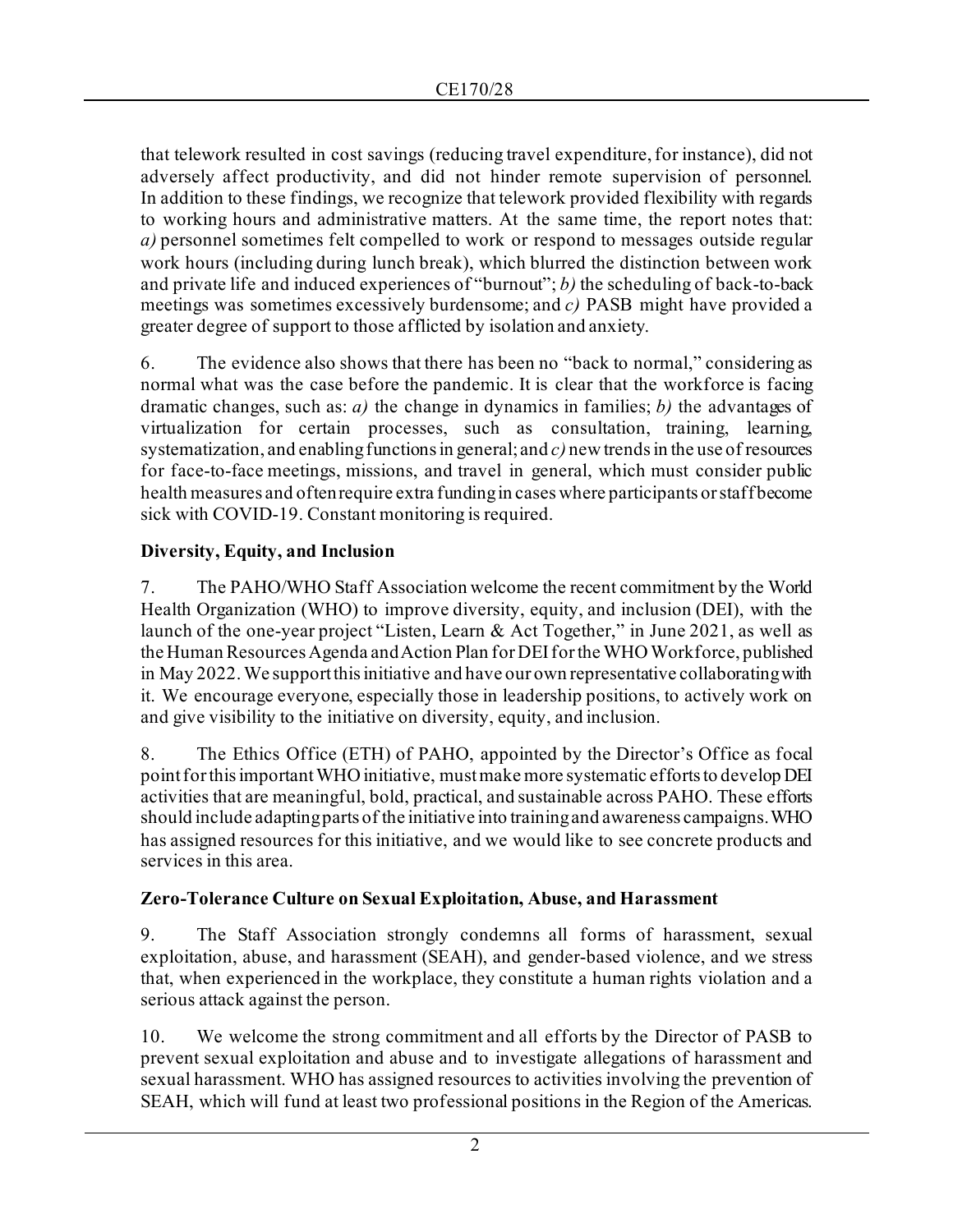that telework resulted in cost savings (reducing travel expenditure, for instance), did not adversely affect productivity, and did not hinder remote supervision of personnel. In addition to these findings, we recognize that telework provided flexibility with regards to working hours and administrative matters. At the same time, the report notes that: *a)* personnel sometimes felt compelled to work or respond to messages outside regular work hours (including during lunch break), which blurred the distinction between work and private life and induced experiences of "burnout"; *b)* the scheduling of back-to-back meetings was sometimes excessively burdensome; and *c)* PASB might have provided a greater degree of support to those afflicted by isolation and anxiety.

6. The evidence also shows that there has been no "back to normal," considering as normal what was the case before the pandemic. It is clear that the workforce is facing dramatic changes, such as: *a)* the change in dynamics in families; *b)* the advantages of virtualization for certain processes, such as consultation, training, learning, systematization, and enabling functions in general; and *c)* new trends in the use of resources for face-to-face meetings, missions, and travel in general, which must consider public health measures and often require extra funding in cases where participants or staff become sick with COVID-19. Constant monitoring is required.

**Diversity, Equity, and Inclusion**

7. The PAHO/WHO Staff Association welcome the recent commitment by the World Health Organization (WHO) to improve diversity, equity, and inclusion (DEI), with the launch of the one-year project "Listen, Learn & Act Together," in June 2021, as well as the Human Resources Agenda and Action Plan for DEI for the WHO Workforce, published in May 2022. We support this initiative and have our own representative collaborating with it. We encourage everyone, especially those in leadership positions, to actively work on and give visibility to the initiative on diversity, equity, and inclusion.

8. The Ethics Office (ETH) of PAHO, appointed by the Director's Office as focal point for this important WHO initiative, must make more systematic efforts to develop DEI activities that are meaningful, bold, practical, and sustainable across PAHO. These efforts should include adapting parts of the initiative into training and awareness campaigns. WHO has assigned resources for this initiative, and we would like to see concrete products and services in this area.

**Zero-Tolerance Culture on Sexual Exploitation, Abuse, and Harassment**

9. The Staff Association strongly condemns all forms of harassment, sexual exploitation, abuse, and harassment (SEAH), and gender-based violence, and we stress that, when experienced in the workplace, they constitute a human rights violation and a serious attack against the person.

10. We welcome the strong commitment and all efforts by the Director of PASB to prevent sexual exploitation and abuse and to investigate allegations of harassment and sexual harassment. WHO has assigned resources to activities involving the prevention of SEAH, which will fund at least two professional positions in the Region of the Americas.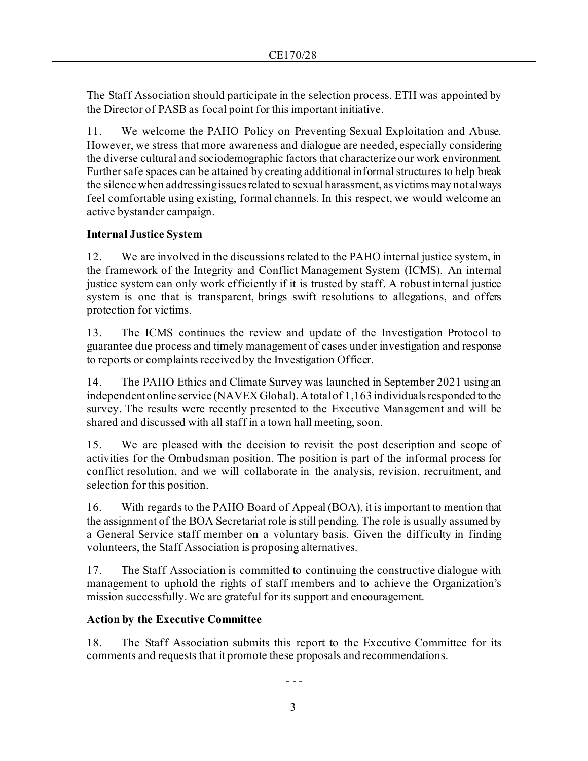The Staff Association should participate in the selection process. ETH was appointed by the Director of PASB as focal point for this important initiative.

11. We welcome the PAHO Policy on Preventing Sexual Exploitation and Abuse. However, we stress that more awareness and dialogue are needed, especially considering the diverse cultural and sociodemographic factors that characterize our work environment. Further safe spaces can be attained by creating additional informal structures to help break the silence when addressing issues related to sexual harassment, as victims may not always feel comfortable using existing, formal channels. In this respect, we would welcome an active bystander campaign.

**Internal Justice System**

12. We are involved in the discussions related to the PAHO internal justice system, in the framework of the Integrity and Conflict Management System (ICMS). An internal justice system can only work efficiently if it is trusted by staff. A robust internal justice system is one that is transparent, brings swift resolutions to allegations, and offers protection for victims.

13. The ICMS continues the review and update of the Investigation Protocol to guarantee due process and timely management of cases under investigation and response to reports or complaints received by the Investigation Officer.

14. The PAHO Ethics and Climate Survey was launched in September 2021 using an independent online service (NAVEX Global). A total of 1,163 individuals responded to the survey. The results were recently presented to the Executive Management and will be shared and discussed with all staff in a town hall meeting, soon.

15. We are pleased with the decision to revisit the post description and scope of activities for the Ombudsman position. The position is part of the informal process for conflict resolution, and we will collaborate in the analysis, revision, recruitment, and selection for this position.

16. With regards to the PAHO Board of Appeal (BOA), it is important to mention that the assignment of the BOA Secretariat role is still pending. The role is usually assumed by a General Service staff member on a voluntary basis. Given the difficulty in finding volunteers, the Staff Association is proposing alternatives.

17. The Staff Association is committed to continuing the constructive dialogue with management to uphold the rights of staff members and to achieve the Organization's mission successfully. We are grateful for its support and encouragement.

**Action by the Executive Committee**

18. The Staff Association submits this report to the Executive Committee for its comments and requests that it promote these proposals and recommendations.

- - -